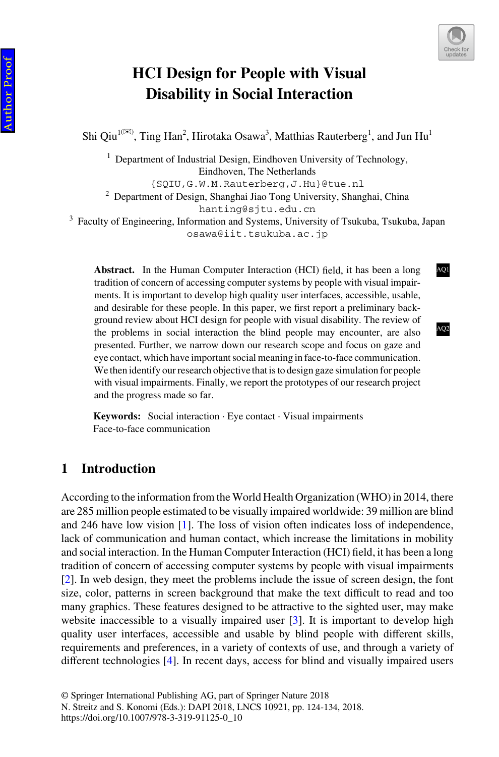# HCI Design for People with Visual Disability in Social Interaction

Shi Qiu[1(✉)], Ting Han[2], Hirotaka Osawa[3], Matthias Rauterberg[1], and Jun Hu[1]

[1] Department of Industrial Design, Eindhoven University of Technology, Eindhoven, The Netherlands
{SQIU,G.W.M.Rauterberg,J.Hu}@tue.nl

[2] Department of Design, Shanghai Jiao Tong University, Shanghai, China
hanting@sjtu.edu.cn

[3] Faculty of Engineering, Information and Systems, University of Tsukuba, Tsukuba, Japan
osawa@iit.tsukuba.ac.jp

**Abstract.** In the Human Computer Interaction (HCI) field, it has been a long tradition of concern of accessing computer systems by people with visual impairments. It is important to develop high quality user interfaces, accessible, usable, and desirable for these people. In this paper, we first report a preliminary background review about HCI design for people with visual disability. The review of the problems in social interaction the blind people may encounter, are also presented. Further, we narrow down our research scope and focus on gaze and eye contact, which have important social meaning in face-to-face communication. We then identify our research objective that is to design gaze simulation for people with visual impairments. Finally, we report the prototypes of our research project and the progress made so far.

**Keywords:** Social interaction · Eye contact · Visual impairments Face-to-face communication

## 1 Introduction

According to the information from the World Health Organization (WHO) in 2014, there are 285 million people estimated to be visually impaired worldwide: 39 million are blind and 246 have low vision [1]. The loss of vision often indicates loss of independence, lack of communication and human contact, which increase the limitations in mobility and social interaction. In the Human Computer Interaction (HCI) field, it has been a long tradition of concern of accessing computer systems by people with visual impairments [2]. In web design, they meet the problems include the issue of screen design, the font size, color, patterns in screen background that make the text difficult to read and too many graphics. These features designed to be attractive to the sighted user, may make website inaccessible to a visually impaired user [3]. It is important to develop high quality user interfaces, accessible and usable by blind people with different skills, requirements and preferences, in a variety of contexts of use, and through a variety of different technologies [4]. In recent days, access for blind and visually impaired users

© Springer International Publishing AG, part of Springer Nature 2018
N. Streitz and S. Konomi (Eds.): DAPI 2018, LNCS 10921, pp. 124-134, 2018.
https://doi.org/10.1007/978-3-319-91125-0_10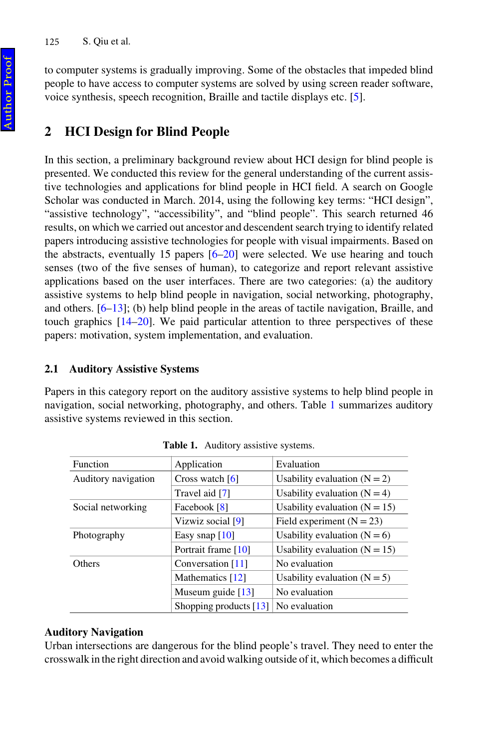to computer systems is gradually improving. Some of the obstacles that impeded blind people to have access to computer systems are solved by using screen reader software, voice synthesis, speech recognition, Braille and tactile displays etc. [5].

## 2 HCI Design for Blind People

In this section, a preliminary background review about HCI design for blind people is presented. We conducted this review for the general understanding of the current assistive technologies and applications for blind people in HCI field. A search on Google Scholar was conducted in March. 2014, using the following key terms: "HCI design", "assistive technology", "accessibility", and "blind people". This search returned 46 results, on which we carried out ancestor and descendent search trying to identify related papers introducing assistive technologies for people with visual impairments. Based on the abstracts, eventually 15 papers [6–20] were selected. We use hearing and touch senses (two of the five senses of human), to categorize and report relevant assistive applications based on the user interfaces. There are two categories: (a) the auditory assistive systems to help blind people in navigation, social networking, photography, and others. [6–13]; (b) help blind people in the areas of tactile navigation, Braille, and touch graphics [14–20]. We paid particular attention to three perspectives of these papers: motivation, system implementation, and evaluation.

### 2.1 Auditory Assistive Systems

Papers in this category report on the auditory assistive systems to help blind people in navigation, social networking, photography, and others. Table 1 summarizes auditory assistive systems reviewed in this section.

**Table 1.** Auditory assistive systems.

| Function | Application | Evaluation |
|---|---|---|
| Auditory navigation | Cross watch [6] | Usability evaluation (N = 2) |
| | Travel aid [7] | Usability evaluation (N = 4) |
| Social networking | Facebook [8] | Usability evaluation (N = 15) |
| | Vizwiz social [9] | Field experiment (N = 23) |
| Photography | Easy snap [10] | Usability evaluation (N = 6) |
| | Portrait frame [10] | Usability evaluation (N = 15) |
| Others | Conversation [11] | No evaluation |
| | Mathematics [12] | Usability evaluation (N = 5) |
| | Museum guide [13] | No evaluation |
| | Shopping products [13] | No evaluation |

**Auditory Navigation**

Urban intersections are dangerous for the blind people's travel. They need to enter the crosswalk in the right direction and avoid walking outside of it, which becomes a difficult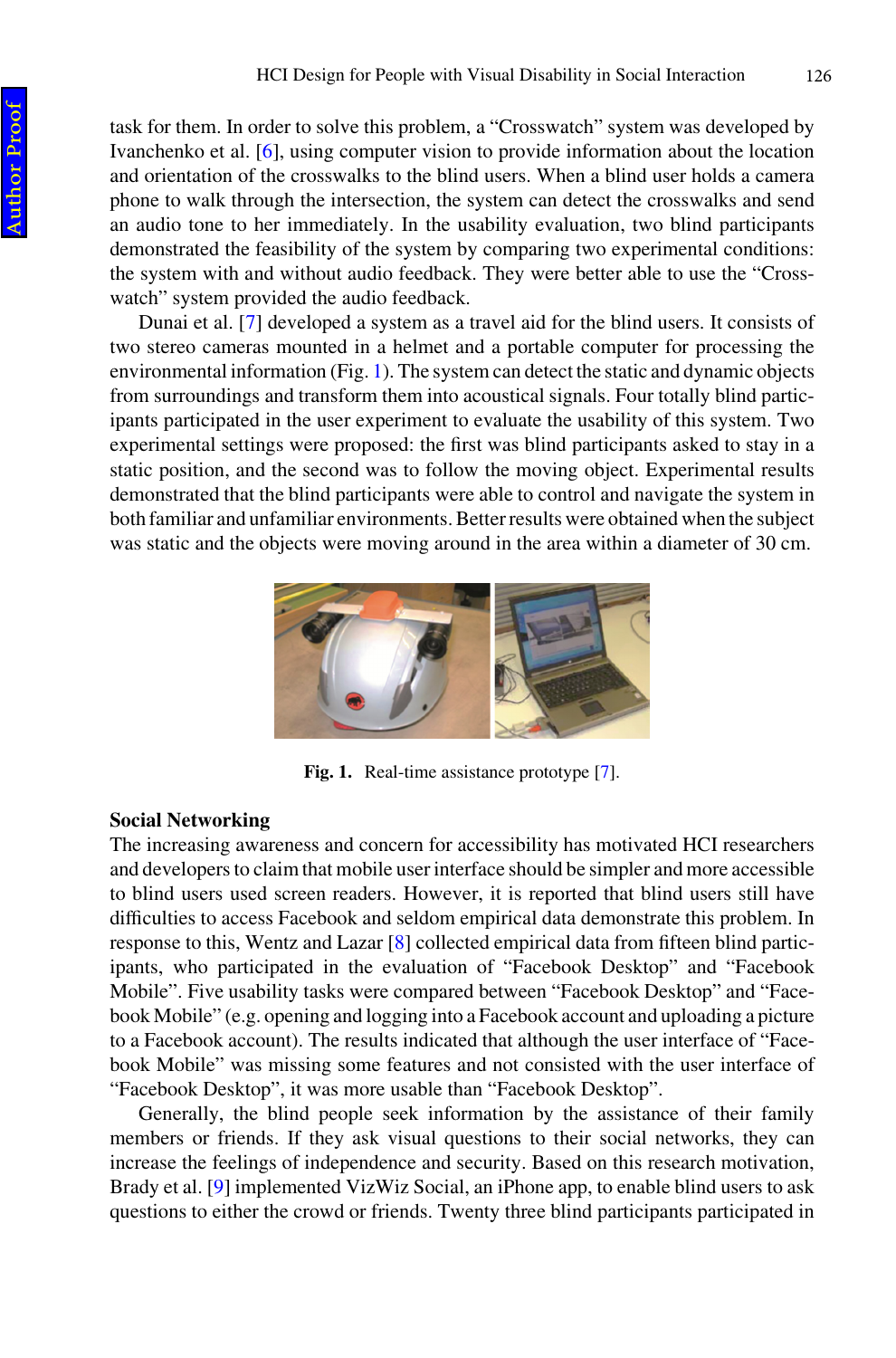task for them. In order to solve this problem, a "Crosswatch" system was developed by Ivanchenko et al. [6], using computer vision to provide information about the location and orientation of the crosswalks to the blind users. When a blind user holds a camera phone to walk through the intersection, the system can detect the crosswalks and send an audio tone to her immediately. In the usability evaluation, two blind participants demonstrated the feasibility of the system by comparing two experimental conditions: the system with and without audio feedback. They were better able to use the "Crosswatch" system provided the audio feedback.

Dunai et al. [7] developed a system as a travel aid for the blind users. It consists of two stereo cameras mounted in a helmet and a portable computer for processing the environmental information (Fig. 1). The system can detect the static and dynamic objects from surroundings and transform them into acoustical signals. Four totally blind participants participated in the user experiment to evaluate the usability of this system. Two experimental settings were proposed: the first was blind participants asked to stay in a static position, and the second was to follow the moving object. Experimental results demonstrated that the blind participants were able to control and navigate the system in both familiar and unfamiliar environments. Better results were obtained when the subject was static and the objects were moving around in the area within a diameter of 30 cm.

**Fig. 1.** Real-time assistance prototype [7].

**Social Networking**

The increasing awareness and concern for accessibility has motivated HCI researchers and developers to claim that mobile user interface should be simpler and more accessible to blind users used screen readers. However, it is reported that blind users still have difficulties to access Facebook and seldom empirical data demonstrate this problem. In response to this, Wentz and Lazar [8] collected empirical data from fifteen blind participants, who participated in the evaluation of "Facebook Desktop" and "Facebook Mobile". Five usability tasks were compared between "Facebook Desktop" and "Facebook Mobile" (e.g. opening and logging into a Facebook account and uploading a picture to a Facebook account). The results indicated that although the user interface of "Facebook Mobile" was missing some features and not consisted with the user interface of "Facebook Desktop", it was more usable than "Facebook Desktop".

Generally, the blind people seek information by the assistance of their family members or friends. If they ask visual questions to their social networks, they can increase the feelings of independence and security. Based on this research motivation, Brady et al. [9] implemented VizWiz Social, an iPhone app, to enable blind users to ask questions to either the crowd or friends. Twenty three blind participants participated in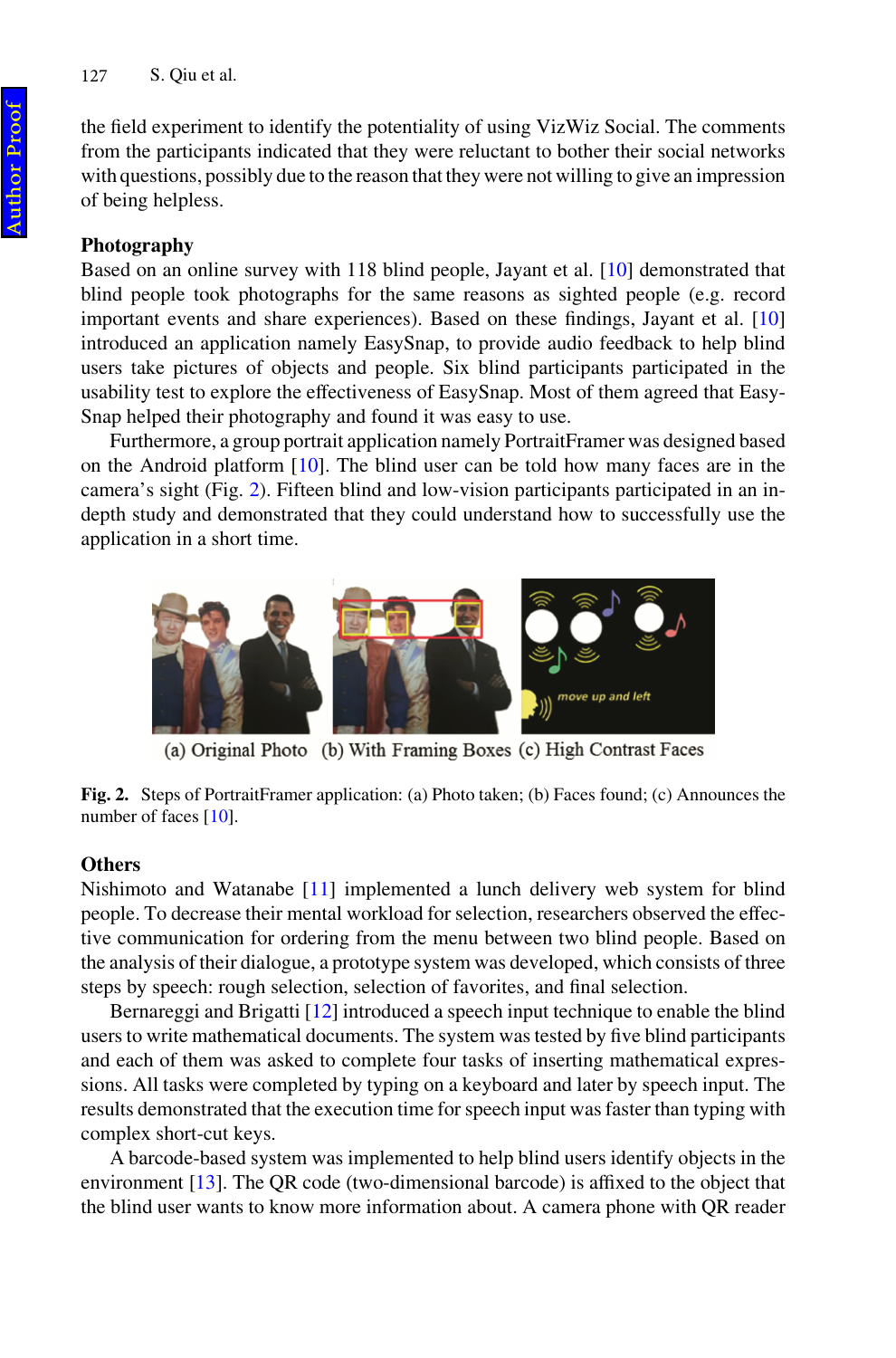the field experiment to identify the potentiality of using VizWiz Social. The comments from the participants indicated that they were reluctant to bother their social networks with questions, possibly due to the reason that they were not willing to give an impression of being helpless.

**Photography**

Based on an online survey with 118 blind people, Jayant et al. [10] demonstrated that blind people took photographs for the same reasons as sighted people (e.g. record important events and share experiences). Based on these findings, Jayant et al. [10] introduced an application namely EasySnap, to provide audio feedback to help blind users take pictures of objects and people. Six blind participants participated in the usability test to explore the effectiveness of EasySnap. Most of them agreed that EasySnap helped their photography and found it was easy to use.

Furthermore, a group portrait application namely PortraitFramer was designed based on the Android platform [10]. The blind user can be told how many faces are in the camera's sight (Fig. 2). Fifteen blind and low-vision participants participated in an in-depth study and demonstrated that they could understand how to successfully use the application in a short time.

(a) Original Photo (b) With Framing Boxes (c) High Contrast Faces

**Fig. 2.** Steps of PortraitFramer application: (a) Photo taken; (b) Faces found; (c) Announces the number of faces [10].

**Others**

Nishimoto and Watanabe [11] implemented a lunch delivery web system for blind people. To decrease their mental workload for selection, researchers observed the effective communication for ordering from the menu between two blind people. Based on the analysis of their dialogue, a prototype system was developed, which consists of three steps by speech: rough selection, selection of favorites, and final selection.

Bernareggi and Brigatti [12] introduced a speech input technique to enable the blind users to write mathematical documents. The system was tested by five blind participants and each of them was asked to complete four tasks of inserting mathematical expressions. All tasks were completed by typing on a keyboard and later by speech input. The results demonstrated that the execution time for speech input was faster than typing with complex short-cut keys.

A barcode-based system was implemented to help blind users identify objects in the environment [13]. The QR code (two-dimensional barcode) is affixed to the object that the blind user wants to know more information about. A camera phone with QR reader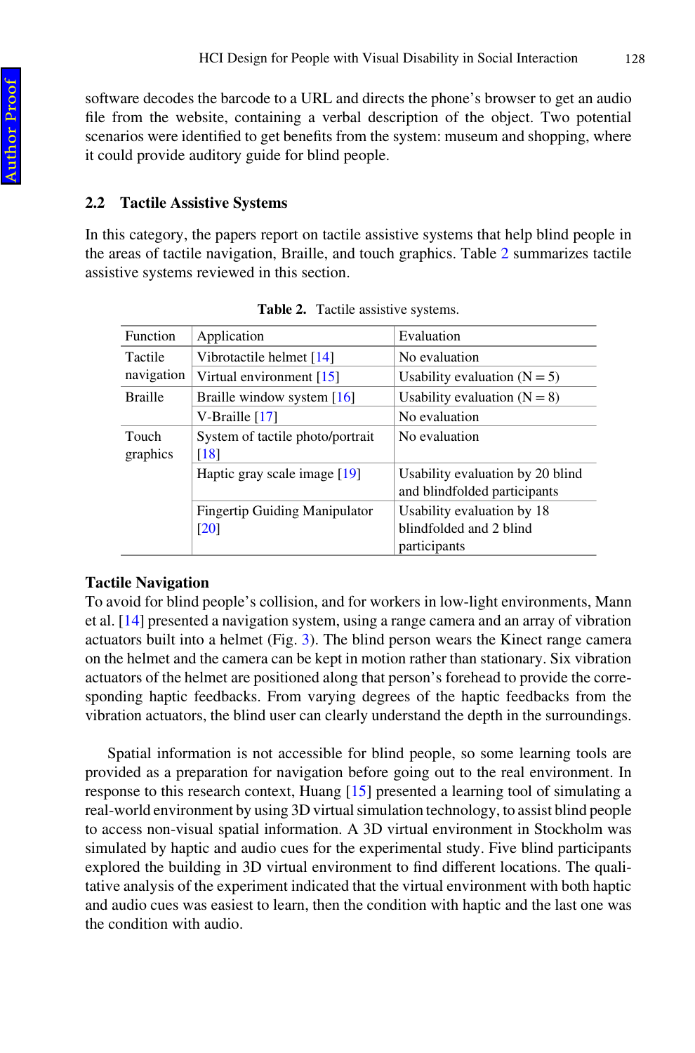software decodes the barcode to a URL and directs the phone's browser to get an audio file from the website, containing a verbal description of the object. Two potential scenarios were identified to get benefits from the system: museum and shopping, where it could provide auditory guide for blind people.

## 2.2 Tactile Assistive Systems

In this category, the papers report on tactile assistive systems that help blind people in the areas of tactile navigation, Braille, and touch graphics. Table 2 summarizes tactile assistive systems reviewed in this section.

**Table 2.** Tactile assistive systems.

| Function | Application | Evaluation |
|---|---|---|
| Tactile navigation | Vibrotactile helmet [14] | No evaluation |
| | Virtual environment [15] | Usability evaluation (N = 5) |
| Braille | Braille window system [16] | Usability evaluation (N = 8) |
| | V-Braille [17] | No evaluation |
| Touch graphics | System of tactile photo/portrait [18] | No evaluation |
| | Haptic gray scale image [19] | Usability evaluation by 20 blind and blindfolded participants |
| | Fingertip Guiding Manipulator [20] | Usability evaluation by 18 blindfolded and 2 blind participants |

**Tactile Navigation**

To avoid for blind people's collision, and for workers in low-light environments, Mann et al. [14] presented a navigation system, using a range camera and an array of vibration actuators built into a helmet (Fig. 3). The blind person wears the Kinect range camera on the helmet and the camera can be kept in motion rather than stationary. Six vibration actuators of the helmet are positioned along that person's forehead to provide the corresponding haptic feedbacks. From varying degrees of the haptic feedbacks from the vibration actuators, the blind user can clearly understand the depth in the surroundings.

Spatial information is not accessible for blind people, so some learning tools are provided as a preparation for navigation before going out to the real environment. In response to this research context, Huang [15] presented a learning tool of simulating a real-world environment by using 3D virtual simulation technology, to assist blind people to access non-visual spatial information. A 3D virtual environment in Stockholm was simulated by haptic and audio cues for the experimental study. Five blind participants explored the building in 3D virtual environment to find different locations. The qualitative analysis of the experiment indicated that the virtual environment with both haptic and audio cues was easiest to learn, then the condition with haptic and the last one was the condition with audio.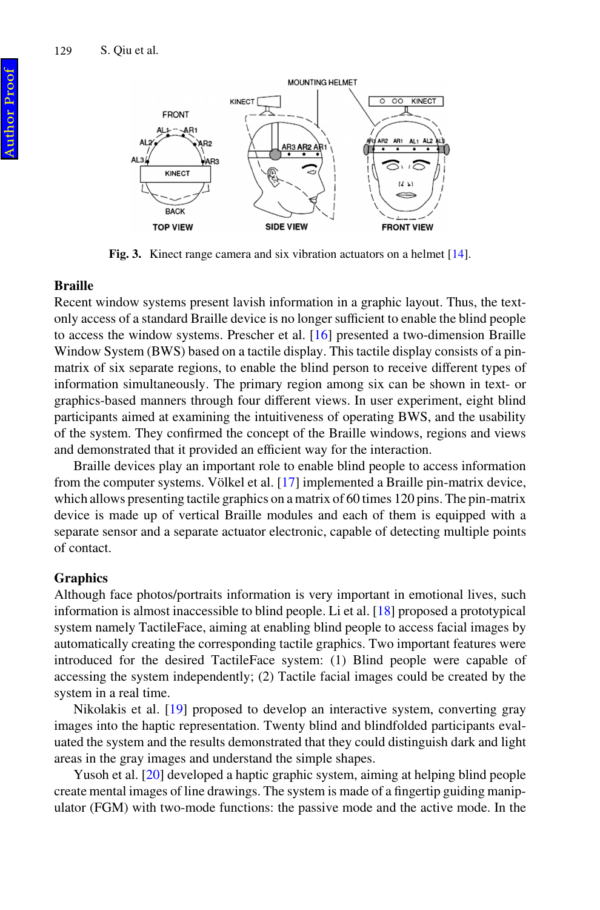Fig. 3. Kinect range camera and six vibration actuators on a helmet [14].

### Braille

Recent window systems present lavish information in a graphic layout. Thus, the text-only access of a standard Braille device is no longer sufficient to enable the blind people to access the window systems. Prescher et al. [16] presented a two-dimension Braille Window System (BWS) based on a tactile display. This tactile display consists of a pin-matrix of six separate regions, to enable the blind person to receive different types of information simultaneously. The primary region among six can be shown in text- or graphics-based manners through four different views. In user experiment, eight blind participants aimed at examining the intuitiveness of operating BWS, and the usability of the system. They confirmed the concept of the Braille windows, regions and views and demonstrated that it provided an efficient way for the interaction.

Braille devices play an important role to enable blind people to access information from the computer systems. Völkel et al. [17] implemented a Braille pin-matrix device, which allows presenting tactile graphics on a matrix of 60 times 120 pins. The pin-matrix device is made up of vertical Braille modules and each of them is equipped with a separate sensor and a separate actuator electronic, capable of detecting multiple points of contact.

### Graphics

Although face photos/portraits information is very important in emotional lives, such information is almost inaccessible to blind people. Li et al. [18] proposed a prototypical system namely TactileFace, aiming at enabling blind people to access facial images by automatically creating the corresponding tactile graphics. Two important features were introduced for the desired TactileFace system: (1) Blind people were capable of accessing the system independently; (2) Tactile facial images could be created by the system in a real time.

Nikolakis et al. [19] proposed to develop an interactive system, converting gray images into the haptic representation. Twenty blind and blindfolded participants evaluated the system and the results demonstrated that they could distinguish dark and light areas in the gray images and understand the simple shapes.

Yusoh et al. [20] developed a haptic graphic system, aiming at helping blind people create mental images of line drawings. The system is made of a fingertip guiding manipulator (FGM) with two-mode functions: the passive mode and the active mode. In the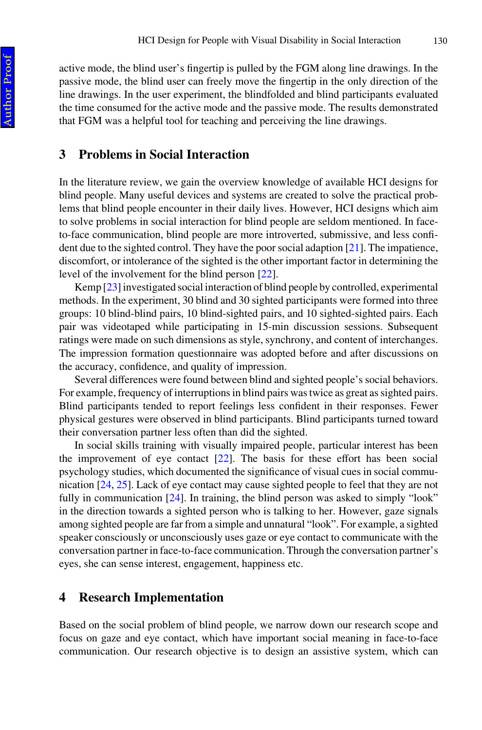active mode, the blind user's fingertip is pulled by the FGM along line drawings. In the passive mode, the blind user can freely move the fingertip in the only direction of the line drawings. In the user experiment, the blindfolded and blind participants evaluated the time consumed for the active mode and the passive mode. The results demonstrated that FGM was a helpful tool for teaching and perceiving the line drawings.

## 3 Problems in Social Interaction

In the literature review, we gain the overview knowledge of available HCI designs for blind people. Many useful devices and systems are created to solve the practical problems that blind people encounter in their daily lives. However, HCI designs which aim to solve problems in social interaction for blind people are seldom mentioned. In face-to-face communication, blind people are more introverted, submissive, and less confident due to the sighted control. They have the poor social adaption [21]. The impatience, discomfort, or intolerance of the sighted is the other important factor in determining the level of the involvement for the blind person [22].

Kemp [23] investigated social interaction of blind people by controlled, experimental methods. In the experiment, 30 blind and 30 sighted participants were formed into three groups: 10 blind-blind pairs, 10 blind-sighted pairs, and 10 sighted-sighted pairs. Each pair was videotaped while participating in 15-min discussion sessions. Subsequent ratings were made on such dimensions as style, synchrony, and content of interchanges. The impression formation questionnaire was adopted before and after discussions on the accuracy, confidence, and quality of impression.

Several differences were found between blind and sighted people's social behaviors. For example, frequency of interruptions in blind pairs was twice as great as sighted pairs. Blind participants tended to report feelings less confident in their responses. Fewer physical gestures were observed in blind participants. Blind participants turned toward their conversation partner less often than did the sighted.

In social skills training with visually impaired people, particular interest has been the improvement of eye contact [22]. The basis for these effort has been social psychology studies, which documented the significance of visual cues in social communication [24, 25]. Lack of eye contact may cause sighted people to feel that they are not fully in communication [24]. In training, the blind person was asked to simply "look" in the direction towards a sighted person who is talking to her. However, gaze signals among sighted people are far from a simple and unnatural "look". For example, a sighted speaker consciously or unconsciously uses gaze or eye contact to communicate with the conversation partner in face-to-face communication. Through the conversation partner's eyes, she can sense interest, engagement, happiness etc.

## 4 Research Implementation

Based on the social problem of blind people, we narrow down our research scope and focus on gaze and eye contact, which have important social meaning in face-to-face communication. Our research objective is to design an assistive system, which can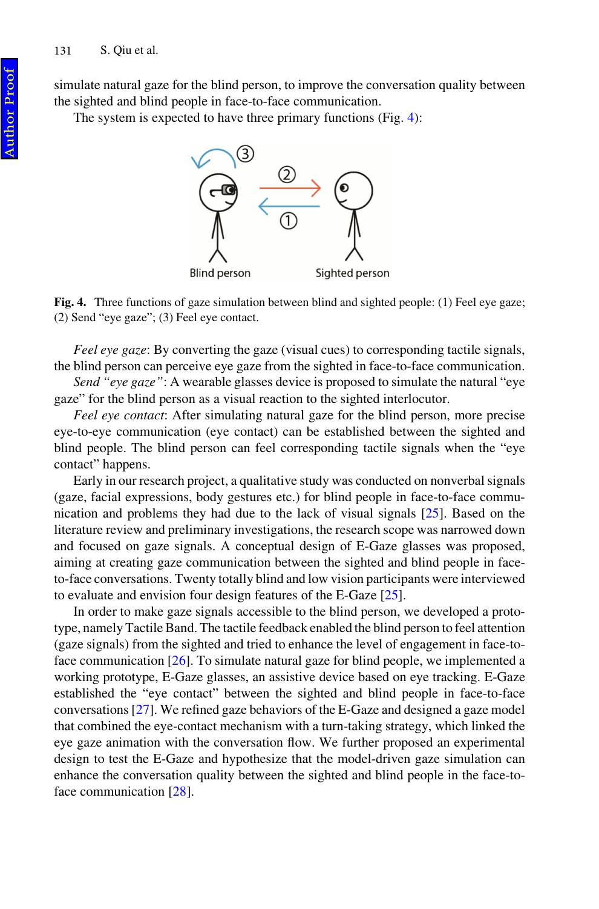simulate natural gaze for the blind person, to improve the conversation quality between the sighted and blind people in face-to-face communication.

The system is expected to have three primary functions (Fig. 4):

**Fig. 4.** Three functions of gaze simulation between blind and sighted people: (1) Feel eye gaze; (2) Send "eye gaze"; (3) Feel eye contact.

*Feel eye gaze*: By converting the gaze (visual cues) to corresponding tactile signals, the blind person can perceive eye gaze from the sighted in face-to-face communication.

*Send "eye gaze"*: A wearable glasses device is proposed to simulate the natural "eye gaze" for the blind person as a visual reaction to the sighted interlocutor.

*Feel eye contact*: After simulating natural gaze for the blind person, more precise eye-to-eye communication (eye contact) can be established between the sighted and blind people. The blind person can feel corresponding tactile signals when the "eye contact" happens.

Early in our research project, a qualitative study was conducted on nonverbal signals (gaze, facial expressions, body gestures etc.) for blind people in face-to-face communication and problems they had due to the lack of visual signals [25]. Based on the literature review and preliminary investigations, the research scope was narrowed down and focused on gaze signals. A conceptual design of E-Gaze glasses was proposed, aiming at creating gaze communication between the sighted and blind people in face-to-face conversations. Twenty totally blind and low vision participants were interviewed to evaluate and envision four design features of the E-Gaze [25].

In order to make gaze signals accessible to the blind person, we developed a prototype, namely Tactile Band. The tactile feedback enabled the blind person to feel attention (gaze signals) from the sighted and tried to enhance the level of engagement in face-to-face communication [26]. To simulate natural gaze for blind people, we implemented a working prototype, E-Gaze glasses, an assistive device based on eye tracking. E-Gaze established the "eye contact" between the sighted and blind people in face-to-face conversations [27]. We refined gaze behaviors of the E-Gaze and designed a gaze model that combined the eye-contact mechanism with a turn-taking strategy, which linked the eye gaze animation with the conversation flow. We further proposed an experimental design to test the E-Gaze and hypothesize that the model-driven gaze simulation can enhance the conversation quality between the sighted and blind people in the face-to-face communication [28].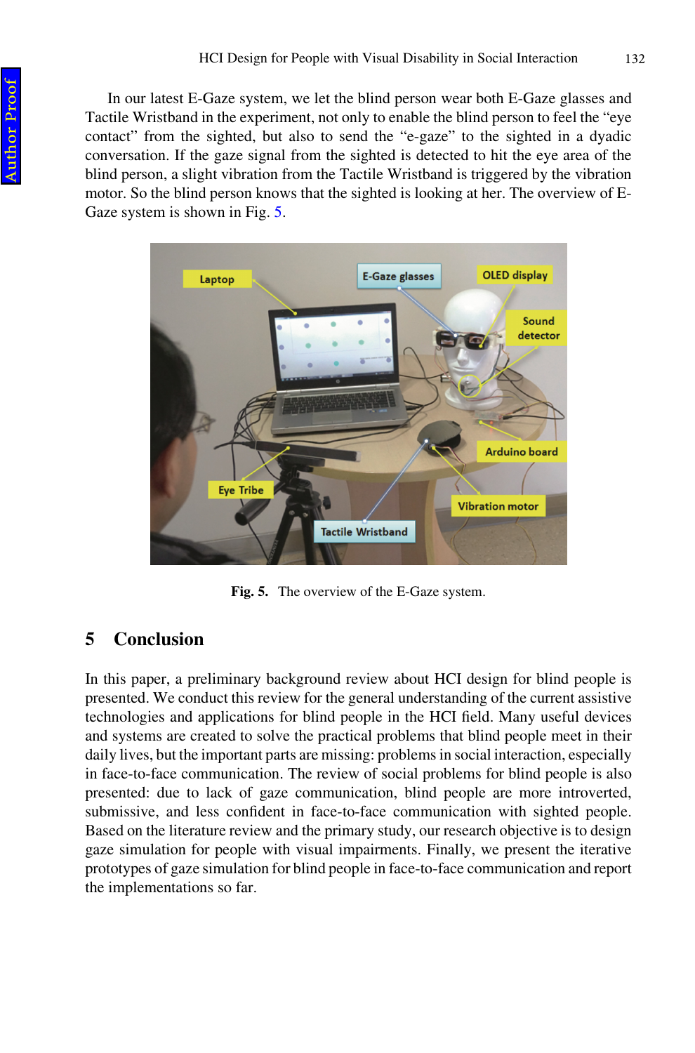In our latest E-Gaze system, we let the blind person wear both E-Gaze glasses and Tactile Wristband in the experiment, not only to enable the blind person to feel the "eye contact" from the sighted, but also to send the "e-gaze" to the sighted in a dyadic conversation. If the gaze signal from the sighted is detected to hit the eye area of the blind person, a slight vibration from the Tactile Wristband is triggered by the vibration motor. So the blind person knows that the sighted is looking at her. The overview of E-Gaze system is shown in Fig. 5.

**Fig. 5.** The overview of the E-Gaze system.

## 5 Conclusion

In this paper, a preliminary background review about HCI design for blind people is presented. We conduct this review for the general understanding of the current assistive technologies and applications for blind people in the HCI field. Many useful devices and systems are created to solve the practical problems that blind people meet in their daily lives, but the important parts are missing: problems in social interaction, especially in face-to-face communication. The review of social problems for blind people is also presented: due to lack of gaze communication, blind people are more introverted, submissive, and less confident in face-to-face communication with sighted people. Based on the literature review and the primary study, our research objective is to design gaze simulation for people with visual impairments. Finally, we present the iterative prototypes of gaze simulation for blind people in face-to-face communication and report the implementations so far.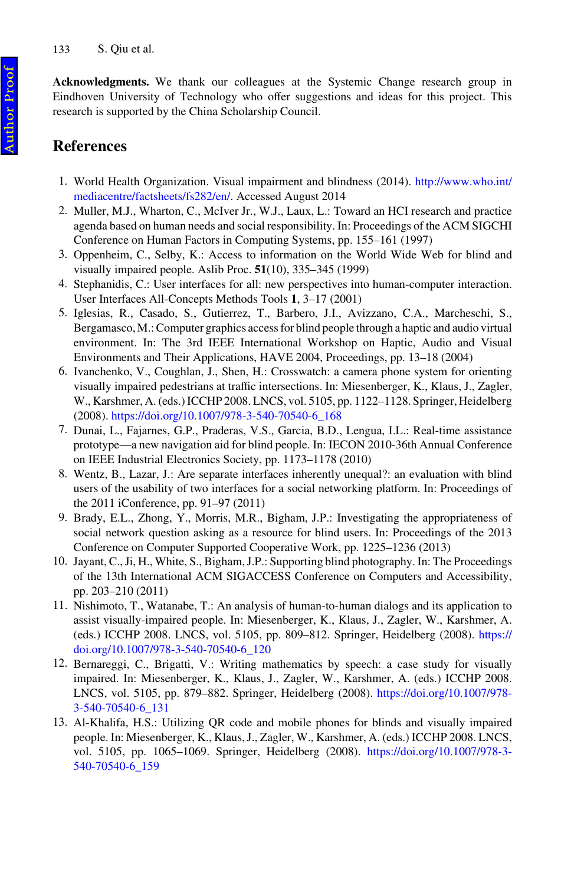**Acknowledgments.** We thank our colleagues at the Systemic Change research group in Eindhoven University of Technology who offer suggestions and ideas for this project. This research is supported by the China Scholarship Council.

## References

1. World Health Organization. Visual impairment and blindness (2014). http://www.who.int/mediacentre/factsheets/fs282/en/. Accessed August 2014
2. Muller, M.J., Wharton, C., McIver Jr., W.J., Laux, L.: Toward an HCI research and practice agenda based on human needs and social responsibility. In: Proceedings of the ACM SIGCHI Conference on Human Factors in Computing Systems, pp. 155–161 (1997)
3. Oppenheim, C., Selby, K.: Access to information on the World Wide Web for blind and visually impaired people. Aslib Proc. **51**(10), 335–345 (1999)
4. Stephanidis, C.: User interfaces for all: new perspectives into human-computer interaction. User Interfaces All-Concepts Methods Tools **1**, 3–17 (2001)
5. Iglesias, R., Casado, S., Gutierrez, T., Barbero, J.I., Avizzano, C.A., Marcheschi, S., Bergamasco, M.: Computer graphics access for blind people through a haptic and audio virtual environment. In: The 3rd IEEE International Workshop on Haptic, Audio and Visual Environments and Their Applications, HAVE 2004, Proceedings, pp. 13–18 (2004)
6. Ivanchenko, V., Coughlan, J., Shen, H.: Crosswatch: a camera phone system for orienting visually impaired pedestrians at traffic intersections. In: Miesenberger, K., Klaus, J., Zagler, W., Karshmer, A. (eds.) ICCHP 2008. LNCS, vol. 5105, pp. 1122–1128. Springer, Heidelberg (2008). https://doi.org/10.1007/978-3-540-70540-6_168
7. Dunai, L., Fajarnes, G.P., Praderas, V.S., Garcia, B.D., Lengua, I.L.: Real-time assistance prototype—a new navigation aid for blind people. In: IECON 2010-36th Annual Conference on IEEE Industrial Electronics Society, pp. 1173–1178 (2010)
8. Wentz, B., Lazar, J.: Are separate interfaces inherently unequal?: an evaluation with blind users of the usability of two interfaces for a social networking platform. In: Proceedings of the 2011 iConference, pp. 91–97 (2011)
9. Brady, E.L., Zhong, Y., Morris, M.R., Bigham, J.P.: Investigating the appropriateness of social network question asking as a resource for blind users. In: Proceedings of the 2013 Conference on Computer Supported Cooperative Work, pp. 1225–1236 (2013)
10. Jayant, C., Ji, H., White, S., Bigham, J.P.: Supporting blind photography. In: The Proceedings of the 13th International ACM SIGACCESS Conference on Computers and Accessibility, pp. 203–210 (2011)
11. Nishimoto, T., Watanabe, T.: An analysis of human-to-human dialogs and its application to assist visually-impaired people. In: Miesenberger, K., Klaus, J., Zagler, W., Karshmer, A. (eds.) ICCHP 2008. LNCS, vol. 5105, pp. 809–812. Springer, Heidelberg (2008). https://doi.org/10.1007/978-3-540-70540-6_120
12. Bernareggi, C., Brigatti, V.: Writing mathematics by speech: a case study for visually impaired. In: Miesenberger, K., Klaus, J., Zagler, W., Karshmer, A. (eds.) ICCHP 2008. LNCS, vol. 5105, pp. 879–882. Springer, Heidelberg (2008). https://doi.org/10.1007/978-3-540-70540-6_131
13. Al-Khalifa, H.S.: Utilizing QR code and mobile phones for blinds and visually impaired people. In: Miesenberger, K., Klaus, J., Zagler, W., Karshmer, A. (eds.) ICCHP 2008. LNCS, vol. 5105, pp. 1065–1069. Springer, Heidelberg (2008). https://doi.org/10.1007/978-3-540-70540-6_159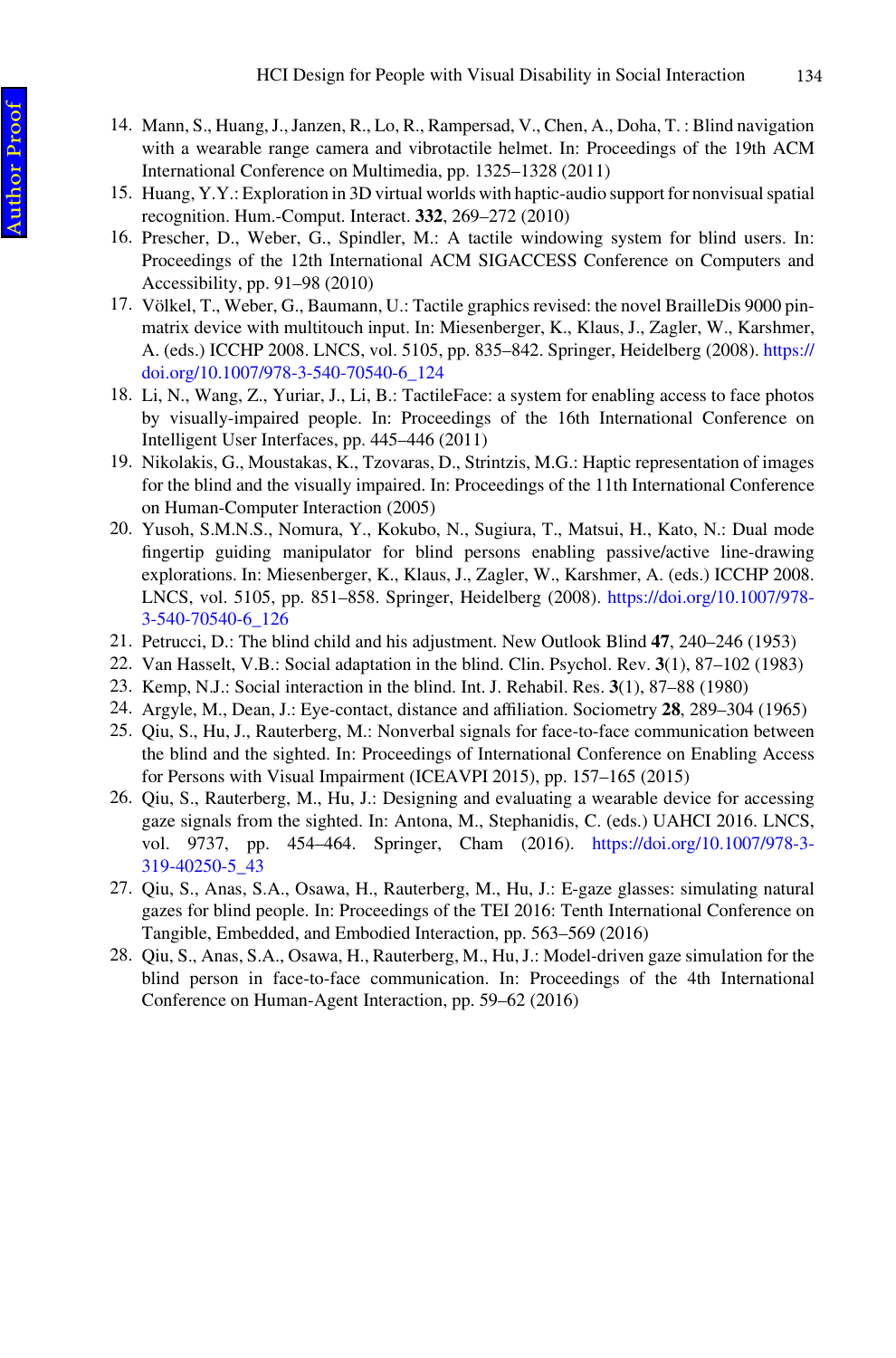14. Mann, S., Huang, J., Janzen, R., Lo, R., Rampersad, V., Chen, A., Doha, T. : Blind navigation with a wearable range camera and vibrotactile helmet. In: Proceedings of the 19th ACM International Conference on Multimedia, pp. 1325–1328 (2011)
15. Huang, Y.Y.: Exploration in 3D virtual worlds with haptic-audio support for nonvisual spatial recognition. Hum.-Comput. Interact. **332**, 269–272 (2010)
16. Prescher, D., Weber, G., Spindler, M.: A tactile windowing system for blind users. In: Proceedings of the 12th International ACM SIGACCESS Conference on Computers and Accessibility, pp. 91–98 (2010)
17. Völkel, T., Weber, G., Baumann, U.: Tactile graphics revised: the novel BrailleDis 9000 pin-matrix device with multitouch input. In: Miesenberger, K., Klaus, J., Zagler, W., Karshmer, A. (eds.) ICCHP 2008. LNCS, vol. 5105, pp. 835–842. Springer, Heidelberg (2008). https://doi.org/10.1007/978-3-540-70540-6_124
18. Li, N., Wang, Z., Yuriar, J., Li, B.: TactileFace: a system for enabling access to face photos by visually-impaired people. In: Proceedings of the 16th International Conference on Intelligent User Interfaces, pp. 445–446 (2011)
19. Nikolakis, G., Moustakas, K., Tzovaras, D., Strintzis, M.G.: Haptic representation of images for the blind and the visually impaired. In: Proceedings of the 11th International Conference on Human-Computer Interaction (2005)
20. Yusoh, S.M.N.S., Nomura, Y., Kokubo, N., Sugiura, T., Matsui, H., Kato, N.: Dual mode fingertip guiding manipulator for blind persons enabling passive/active line-drawing explorations. In: Miesenberger, K., Klaus, J., Zagler, W., Karshmer, A. (eds.) ICCHP 2008. LNCS, vol. 5105, pp. 851–858. Springer, Heidelberg (2008). https://doi.org/10.1007/978-3-540-70540-6_126
21. Petrucci, D.: The blind child and his adjustment. New Outlook Blind **47**, 240–246 (1953)
22. Van Hasselt, V.B.: Social adaptation in the blind. Clin. Psychol. Rev. **3**(1), 87–102 (1983)
23. Kemp, N.J.: Social interaction in the blind. Int. J. Rehabil. Res. **3**(1), 87–88 (1980)
24. Argyle, M., Dean, J.: Eye-contact, distance and affiliation. Sociometry **28**, 289–304 (1965)
25. Qiu, S., Hu, J., Rauterberg, M.: Nonverbal signals for face-to-face communication between the blind and the sighted. In: Proceedings of International Conference on Enabling Access for Persons with Visual Impairment (ICEAVPI 2015), pp. 157–165 (2015)
26. Qiu, S., Rauterberg, M., Hu, J.: Designing and evaluating a wearable device for accessing gaze signals from the sighted. In: Antona, M., Stephanidis, C. (eds.) UAHCI 2016. LNCS, vol. 9737, pp. 454–464. Springer, Cham (2016). https://doi.org/10.1007/978-3-319-40250-5_43
27. Qiu, S., Anas, S.A., Osawa, H., Rauterberg, M., Hu, J.: E-gaze glasses: simulating natural gazes for blind people. In: Proceedings of the TEI 2016: Tenth International Conference on Tangible, Embedded, and Embodied Interaction, pp. 563–569 (2016)
28. Qiu, S., Anas, S.A., Osawa, H., Rauterberg, M., Hu, J.: Model-driven gaze simulation for the blind person in face-to-face communication. In: Proceedings of the 4th International Conference on Human-Agent Interaction, pp. 59–62 (2016)